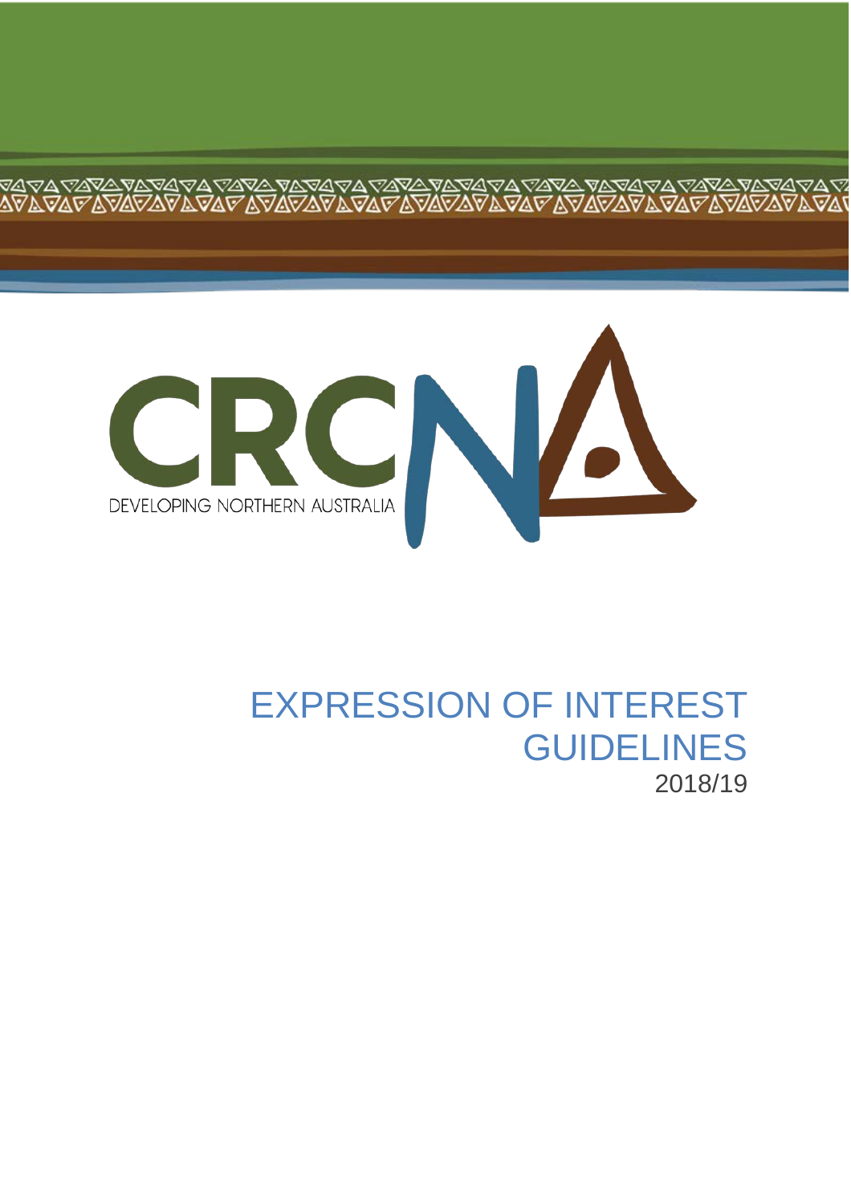CRCNA

DEVELOPING NORTHERN AUSTRALIA

# EXPRESSION OF INTEREST GUIDELINES

2018/19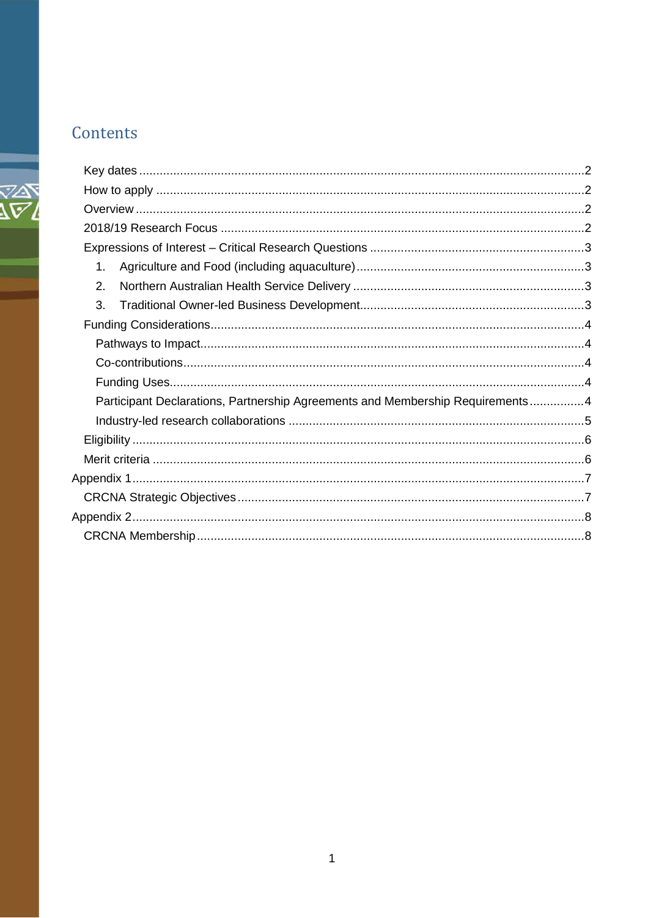# Contents

- Key dates ....................2
- How to apply ....................2
- Overview ....................2
- 2018/19 Research Focus ....................2
- Expressions of Interest – Critical Research Questions ....................3
  1. Agriculture and Food (including aquaculture) ....................3
  2. Northern Australian Health Service Delivery ....................3
  3. Traditional Owner-led Business Development ....................3
- Funding Considerations ....................4
  - Pathways to Impact ....................4
  - Co-contributions ....................4
  - Funding Uses ....................4
  - Participant Declarations, Partnership Agreements and Membership Requirements ....................4
  - Industry-led research collaborations ....................5
- Eligibility ....................6
- Merit criteria ....................6

Appendix 1 ....................7

- CRCNA Strategic Objectives ....................7

Appendix 2 ....................8

- CRCNA Membership ....................8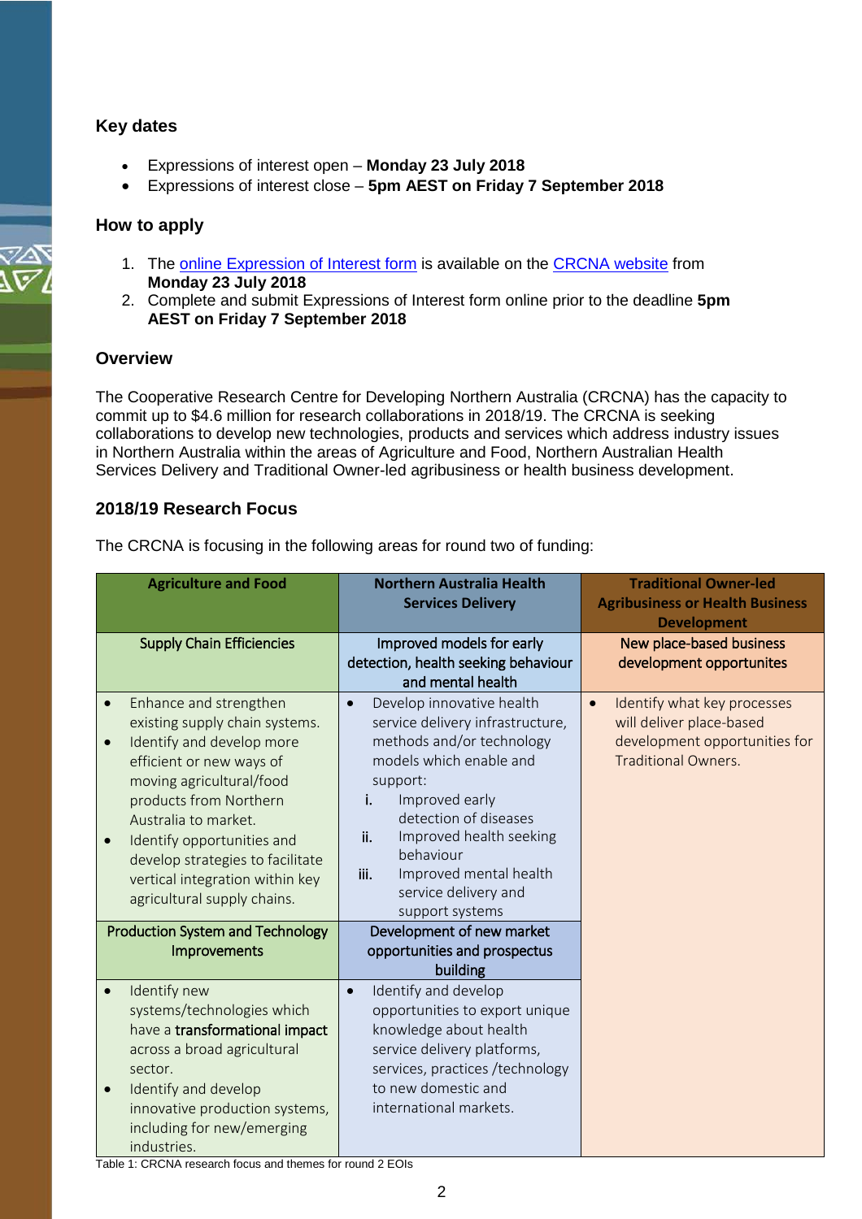### Key dates

- Expressions of interest open – **Monday 23 July 2018**
- Expressions of interest close – **5pm AEST on Friday 7 September 2018**

### How to apply

1. The online Expression of Interest form is available on the CRCNA website from **Monday 23 July 2018**
2. Complete and submit Expressions of Interest form online prior to the deadline **5pm AEST on Friday 7 September 2018**

### Overview

The Cooperative Research Centre for Developing Northern Australia (CRCNA) has the capacity to commit up to $4.6 million for research collaborations in 2018/19. The CRCNA is seeking collaborations to develop new technologies, products and services which address industry issues in Northern Australia within the areas of Agriculture and Food, Northern Australian Health Services Delivery and Traditional Owner-led agribusiness or health business development.

### 2018/19 Research Focus

The CRCNA is focusing in the following areas for round two of funding:

| Agriculture and Food | Northern Australia Health Services Delivery | Traditional Owner-led Agribusiness or Health Business Development |
|---|---|---|
| Supply Chain Efficiencies | Improved models for early detection, health seeking behaviour and mental health | New place-based business development opportunites |
| • Enhance and strengthen existing supply chain systems.<br>• Identify and develop more efficient or new ways of moving agricultural/food products from Northern Australia to market.<br>• Identify opportunities and develop strategies to facilitate vertical integration within key agricultural supply chains. | • Develop innovative health service delivery infrastructure, methods and/or technology models which enable and support:<br>i. Improved early detection of diseases<br>ii. Improved health seeking behaviour<br>iii. Improved mental health service delivery and support systems | • Identify what key processes will deliver place-based development opportunities for Traditional Owners. |
| Production System and Technology Improvements | Development of new market opportunities and prospectus building | |
| • Identify new systems/technologies which have a **transformational impact** across a broad agricultural sector.<br>• Identify and develop innovative production systems, including for new/emerging industries. | • Identify and develop opportunities to export unique knowledge about health service delivery platforms, services, practices /technology to new domestic and international markets. | |

Table 1: CRCNA research focus and themes for round 2 EOIs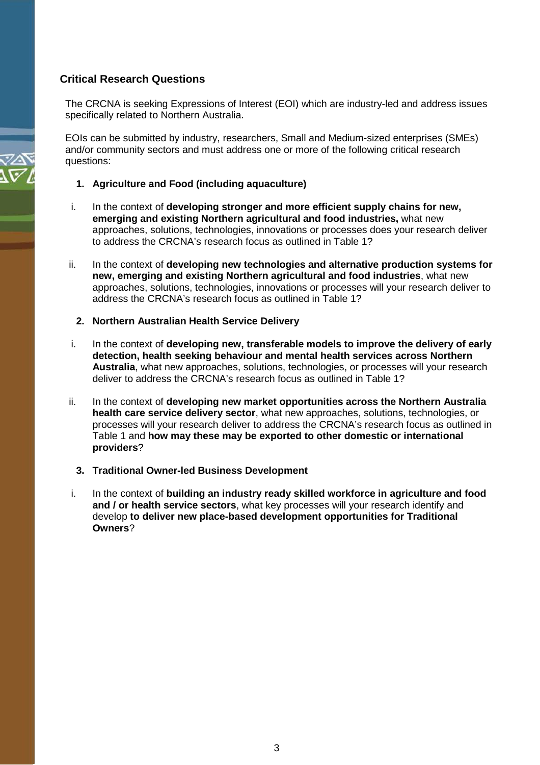## Critical Research Questions

The CRCNA is seeking Expressions of Interest (EOI) which are industry-led and address issues specifically related to Northern Australia.

EOIs can be submitted by industry, researchers, Small and Medium-sized enterprises (SMEs) and/or community sectors and must address one or more of the following critical research questions:

### 1. Agriculture and Food (including aquaculture)

i. In the context of **developing stronger and more efficient supply chains for new, emerging and existing Northern agricultural and food industries,** what new approaches, solutions, technologies, innovations or processes does your research deliver to address the CRCNA's research focus as outlined in Table 1?

ii. In the context of **developing new technologies and alternative production systems for new, emerging and existing Northern agricultural and food industries**, what new approaches, solutions, technologies, innovations or processes will your research deliver to address the CRCNA's research focus as outlined in Table 1?

### 2. Northern Australian Health Service Delivery

i. In the context of **developing new, transferable models to improve the delivery of early detection, health seeking behaviour and mental health services across Northern Australia**, what new approaches, solutions, technologies, or processes will your research deliver to address the CRCNA's research focus as outlined in Table 1?

ii. In the context of **developing new market opportunities across the Northern Australia health care service delivery sector**, what new approaches, solutions, technologies, or processes will your research deliver to address the CRCNA's research focus as outlined in Table 1 and **how may these may be exported to other domestic or international providers**?

### 3. Traditional Owner-led Business Development

i. In the context of **building an industry ready skilled workforce in agriculture and food and / or health service sectors**, what key processes will your research identify and develop **to deliver new place-based development opportunities for Traditional Owners**?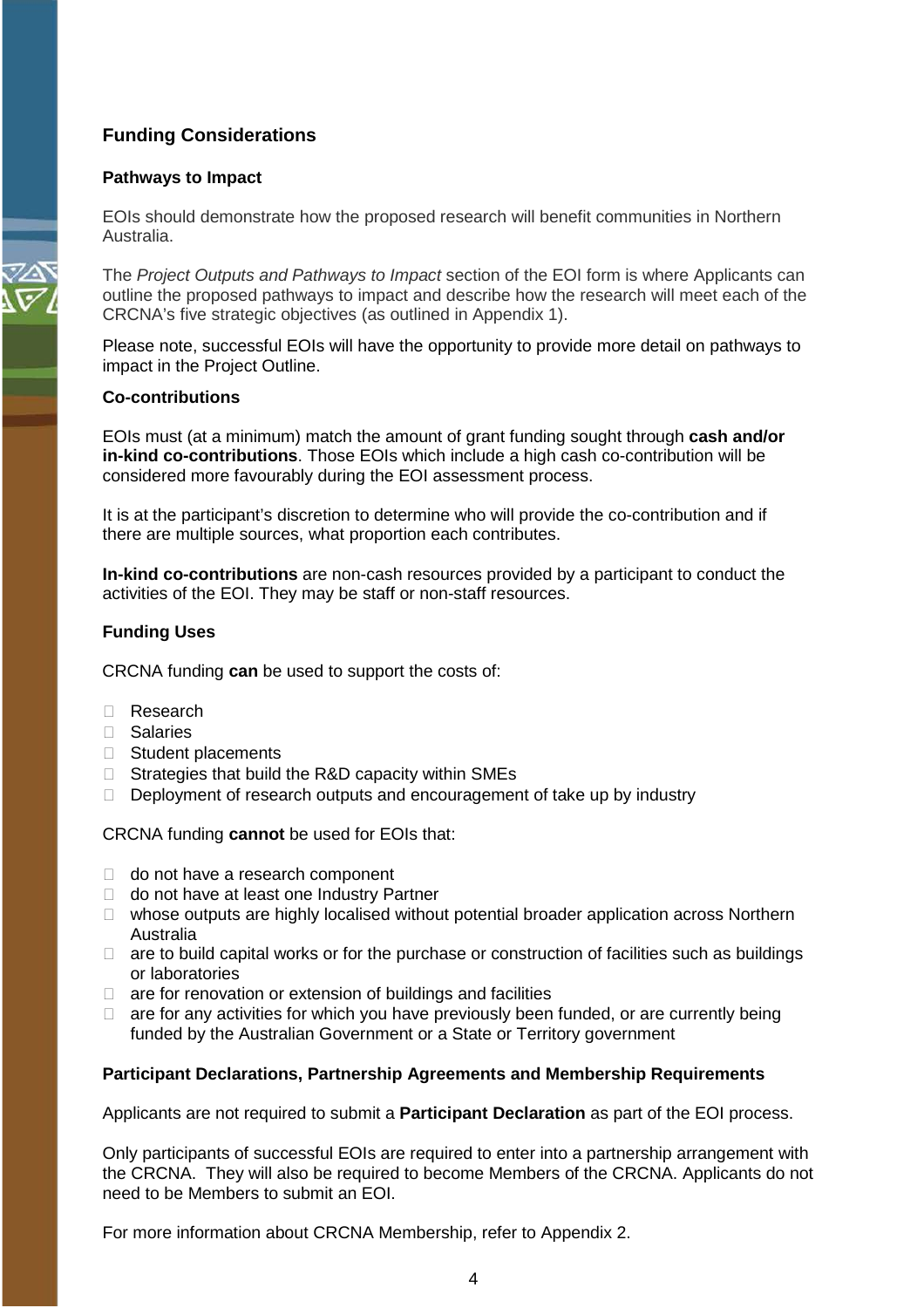## Funding Considerations

### Pathways to Impact

EOIs should demonstrate how the proposed research will benefit communities in Northern Australia.

The *Project Outputs and Pathways to Impact* section of the EOI form is where Applicants can outline the proposed pathways to impact and describe how the research will meet each of the CRCNA's five strategic objectives (as outlined in Appendix 1).

Please note, successful EOIs will have the opportunity to provide more detail on pathways to impact in the Project Outline.

### Co-contributions

EOIs must (at a minimum) match the amount of grant funding sought through **cash and/or in-kind co-contributions**. Those EOIs which include a high cash co-contribution will be considered more favourably during the EOI assessment process.

It is at the participant's discretion to determine who will provide the co-contribution and if there are multiple sources, what proportion each contributes.

**In-kind co-contributions** are non-cash resources provided by a participant to conduct the activities of the EOI. They may be staff or non-staff resources.

### Funding Uses

CRCNA funding **can** be used to support the costs of:

- Research
- Salaries
- Student placements
- Strategies that build the R&D capacity within SMEs
- Deployment of research outputs and encouragement of take up by industry

CRCNA funding **cannot** be used for EOIs that:

- do not have a research component
- do not have at least one Industry Partner
- whose outputs are highly localised without potential broader application across Northern Australia
- are to build capital works or for the purchase or construction of facilities such as buildings or laboratories
- are for renovation or extension of buildings and facilities
- are for any activities for which you have previously been funded, or are currently being funded by the Australian Government or a State or Territory government

### Participant Declarations, Partnership Agreements and Membership Requirements

Applicants are not required to submit a **Participant Declaration** as part of the EOI process.

Only participants of successful EOIs are required to enter into a partnership arrangement with the CRCNA. They will also be required to become Members of the CRCNA. Applicants do not need to be Members to submit an EOI.

For more information about CRCNA Membership, refer to Appendix 2.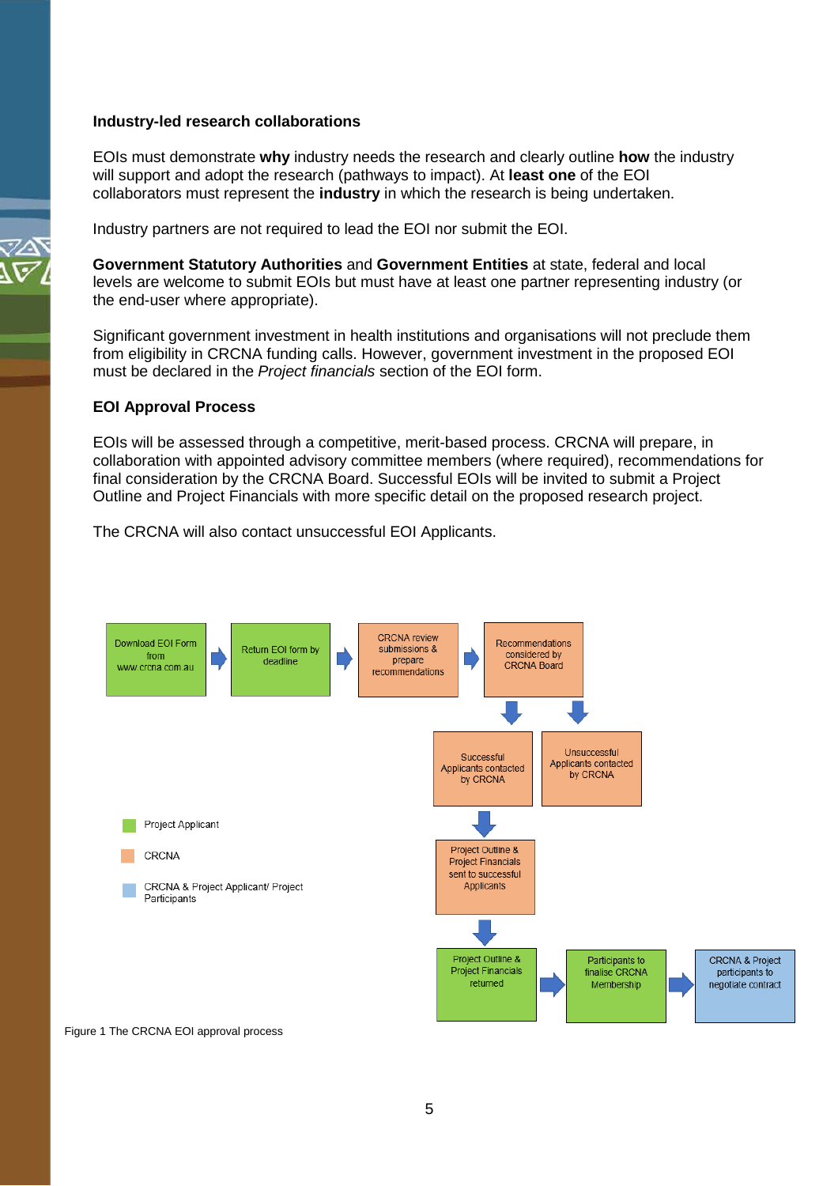**Industry-led research collaborations**

EOIs must demonstrate **why** industry needs the research and clearly outline **how** the industry will support and adopt the research (pathways to impact). At **least one** of the EOI collaborators must represent the **industry** in which the research is being undertaken.

Industry partners are not required to lead the EOI nor submit the EOI.

**Government Statutory Authorities** and **Government Entities** at state, federal and local levels are welcome to submit EOIs but must have at least one partner representing industry (or the end-user where appropriate).

Significant government investment in health institutions and organisations will not preclude them from eligibility in CRCNA funding calls. However, government investment in the proposed EOI must be declared in the *Project financials* section of the EOI form.

**EOI Approval Process**

EOIs will be assessed through a competitive, merit-based process. CRCNA will prepare, in collaboration with appointed advisory committee members (where required), recommendations for final consideration by the CRCNA Board. Successful EOIs will be invited to submit a Project Outline and Project Financials with more specific detail on the proposed research project.

The CRCNA will also contact unsuccessful EOI Applicants.

Download EOI Form from www.crcna.com.au → Return EOI form by deadline → CRCNA review submissions & prepare recommendations → Recommendations considered by CRCNA Board

Recommendations considered by CRCNA Board → Successful Applicants contacted by CRCNA / Unsuccessful Applicants contacted by CRCNA

Successful Applicants contacted by CRCNA → Project Outline & Project Financials sent to successful Applicants → Project Outline & Project Financials returned → Participants to finalise CRCNA Membership → CRCNA & Project participants to negotiate contract

Legend: Project Applicant; CRCNA; CRCNA & Project Applicant/ Project Participants

Figure 1 The CRCNA EOI approval process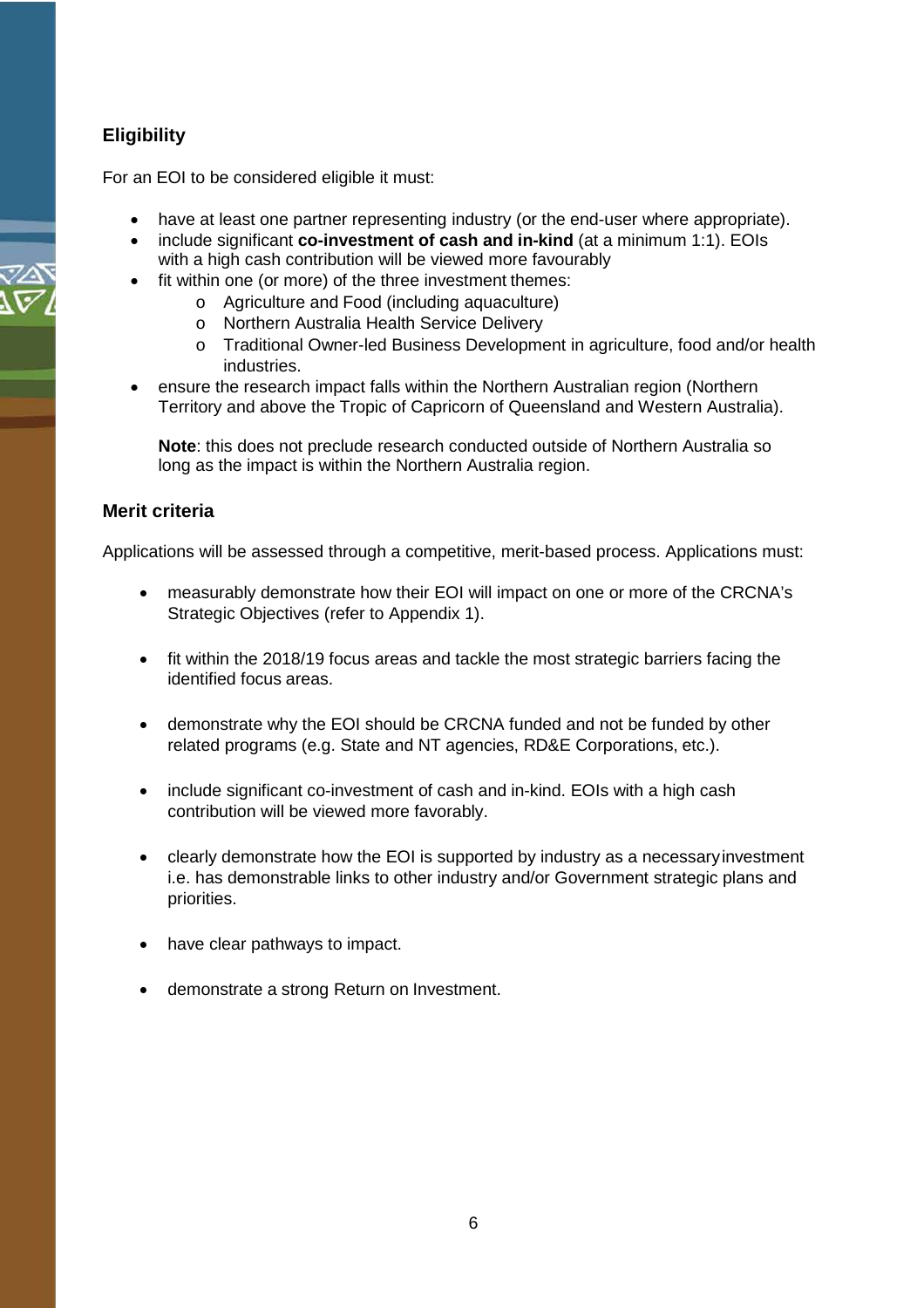## Eligibility

For an EOI to be considered eligible it must:

- have at least one partner representing industry (or the end-user where appropriate).
- include significant **co-investment of cash and in-kind** (at a minimum 1:1). EOIs with a high cash contribution will be viewed more favourably
- fit within one (or more) of the three investment themes:
  - Agriculture and Food (including aquaculture)
  - Northern Australia Health Service Delivery
  - Traditional Owner-led Business Development in agriculture, food and/or health industries.
- ensure the research impact falls within the Northern Australian region (Northern Territory and above the Tropic of Capricorn of Queensland and Western Australia).

  **Note**: this does not preclude research conducted outside of Northern Australia so long as the impact is within the Northern Australia region.

## Merit criteria

Applications will be assessed through a competitive, merit-based process. Applications must:

- measurably demonstrate how their EOI will impact on one or more of the CRCNA's Strategic Objectives (refer to Appendix 1).
- fit within the 2018/19 focus areas and tackle the most strategic barriers facing the identified focus areas.
- demonstrate why the EOI should be CRCNA funded and not be funded by other related programs (e.g. State and NT agencies, RD&E Corporations, etc.).
- include significant co-investment of cash and in-kind. EOIs with a high cash contribution will be viewed more favorably.
- clearly demonstrate how the EOI is supported by industry as a necessary investment i.e. has demonstrable links to other industry and/or Government strategic plans and priorities.
- have clear pathways to impact.
- demonstrate a strong Return on Investment.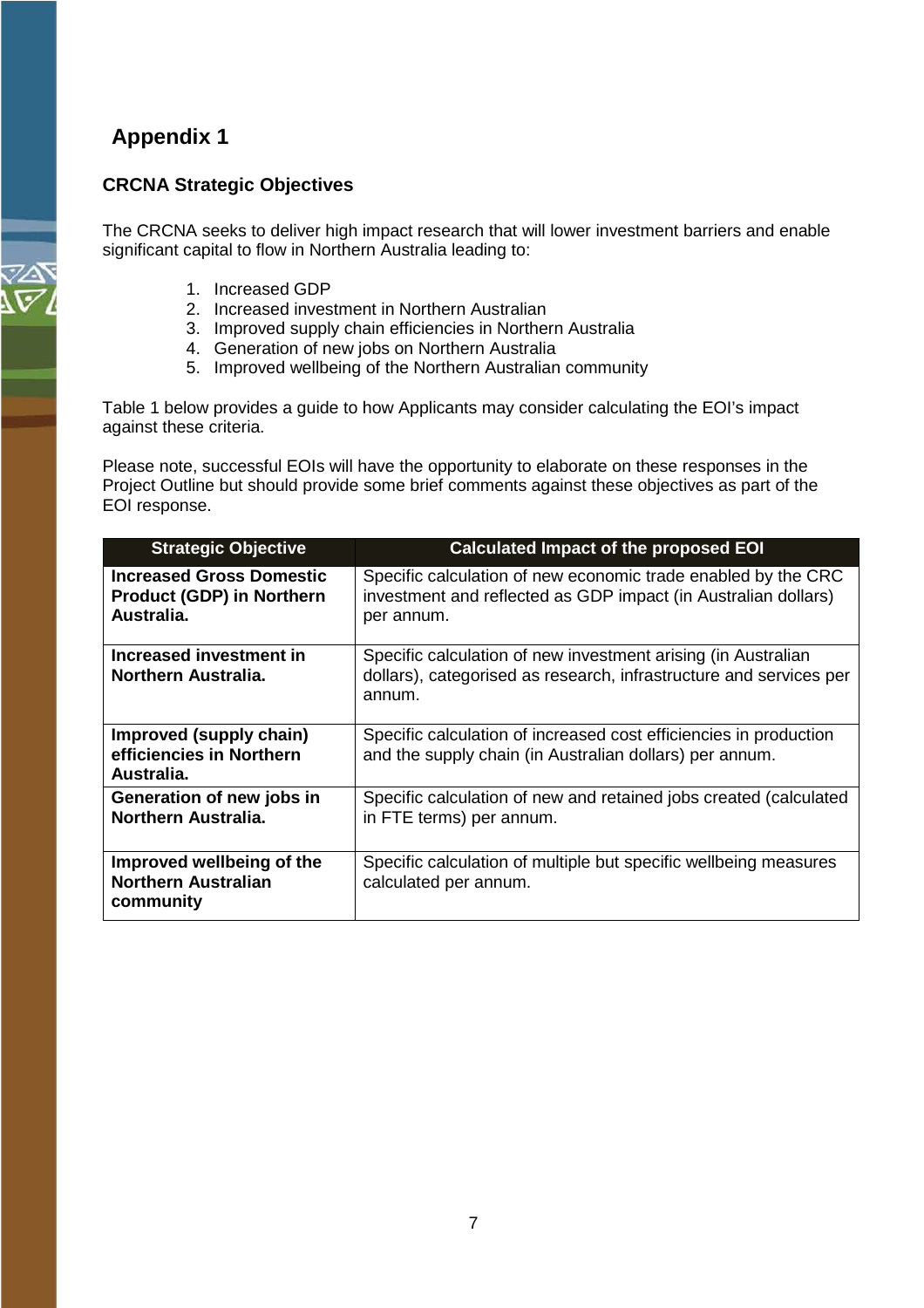# Appendix 1

### CRCNA Strategic Objectives

The CRCNA seeks to deliver high impact research that will lower investment barriers and enable significant capital to flow in Northern Australia leading to:

1. Increased GDP
2. Increased investment in Northern Australian
3. Improved supply chain efficiencies in Northern Australia
4. Generation of new jobs on Northern Australia
5. Improved wellbeing of the Northern Australian community

Table 1 below provides a guide to how Applicants may consider calculating the EOI's impact against these criteria.

Please note, successful EOIs will have the opportunity to elaborate on these responses in the Project Outline but should provide some brief comments against these objectives as part of the EOI response.

| Strategic Objective | Calculated Impact of the proposed EOI |
|---|---|
| **Increased Gross Domestic Product (GDP) in Northern Australia.** | Specific calculation of new economic trade enabled by the CRC investment and reflected as GDP impact (in Australian dollars) per annum. |
| **Increased investment in Northern Australia.** | Specific calculation of new investment arising (in Australian dollars), categorised as research, infrastructure and services per annum. |
| **Improved (supply chain) efficiencies in Northern Australia.** | Specific calculation of increased cost efficiencies in production and the supply chain (in Australian dollars) per annum. |
| **Generation of new jobs in Northern Australia.** | Specific calculation of new and retained jobs created (calculated in FTE terms) per annum. |
| **Improved wellbeing of the Northern Australian community** | Specific calculation of multiple but specific wellbeing measures calculated per annum. |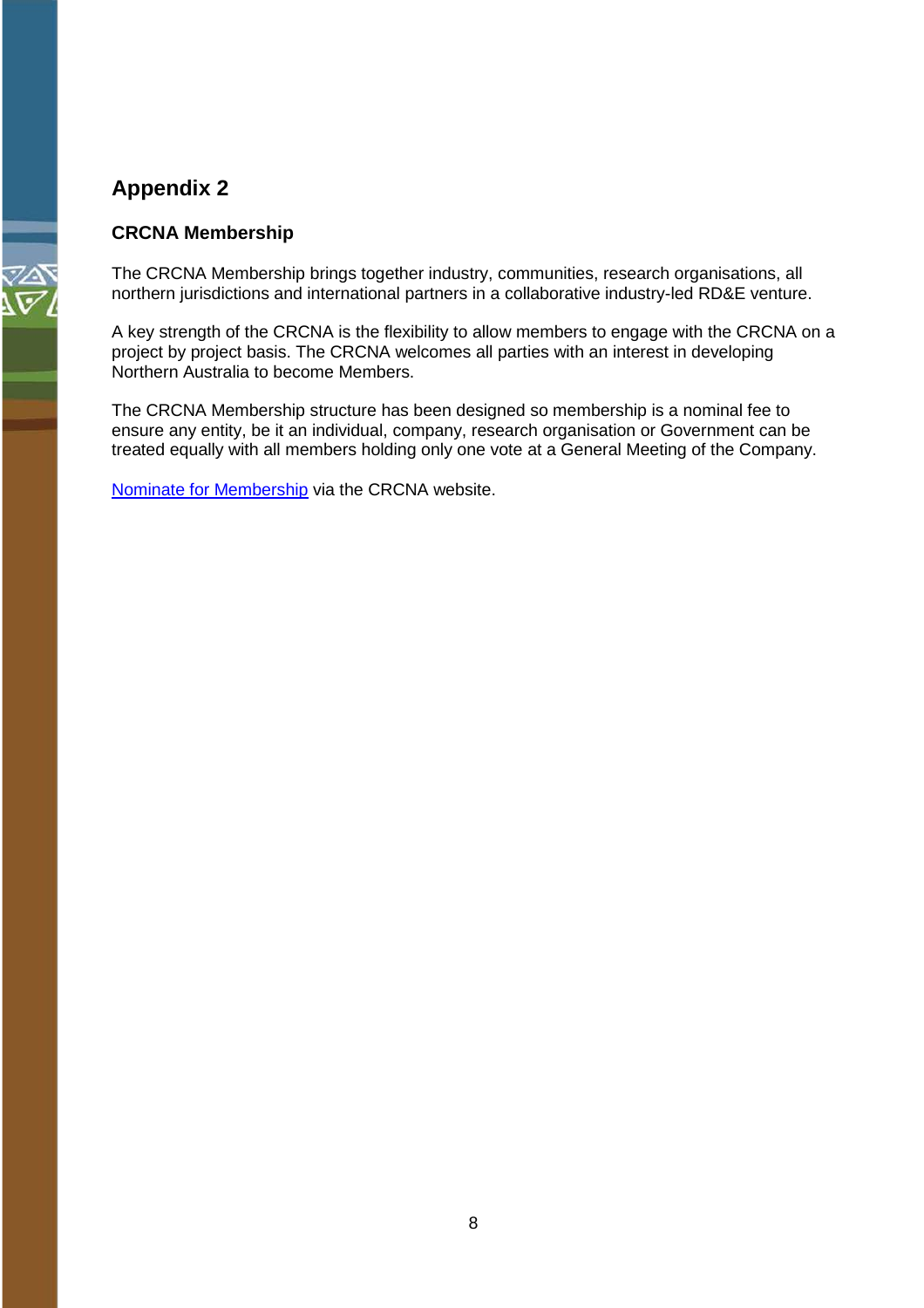# Appendix 2

### CRCNA Membership

The CRCNA Membership brings together industry, communities, research organisations, all northern jurisdictions and international partners in a collaborative industry-led RD&E venture.

A key strength of the CRCNA is the flexibility to allow members to engage with the CRCNA on a project by project basis. The CRCNA welcomes all parties with an interest in developing Northern Australia to become Members.

The CRCNA Membership structure has been designed so membership is a nominal fee to ensure any entity, be it an individual, company, research organisation or Government can be treated equally with all members holding only one vote at a General Meeting of the Company.

Nominate for Membership via the CRCNA website.